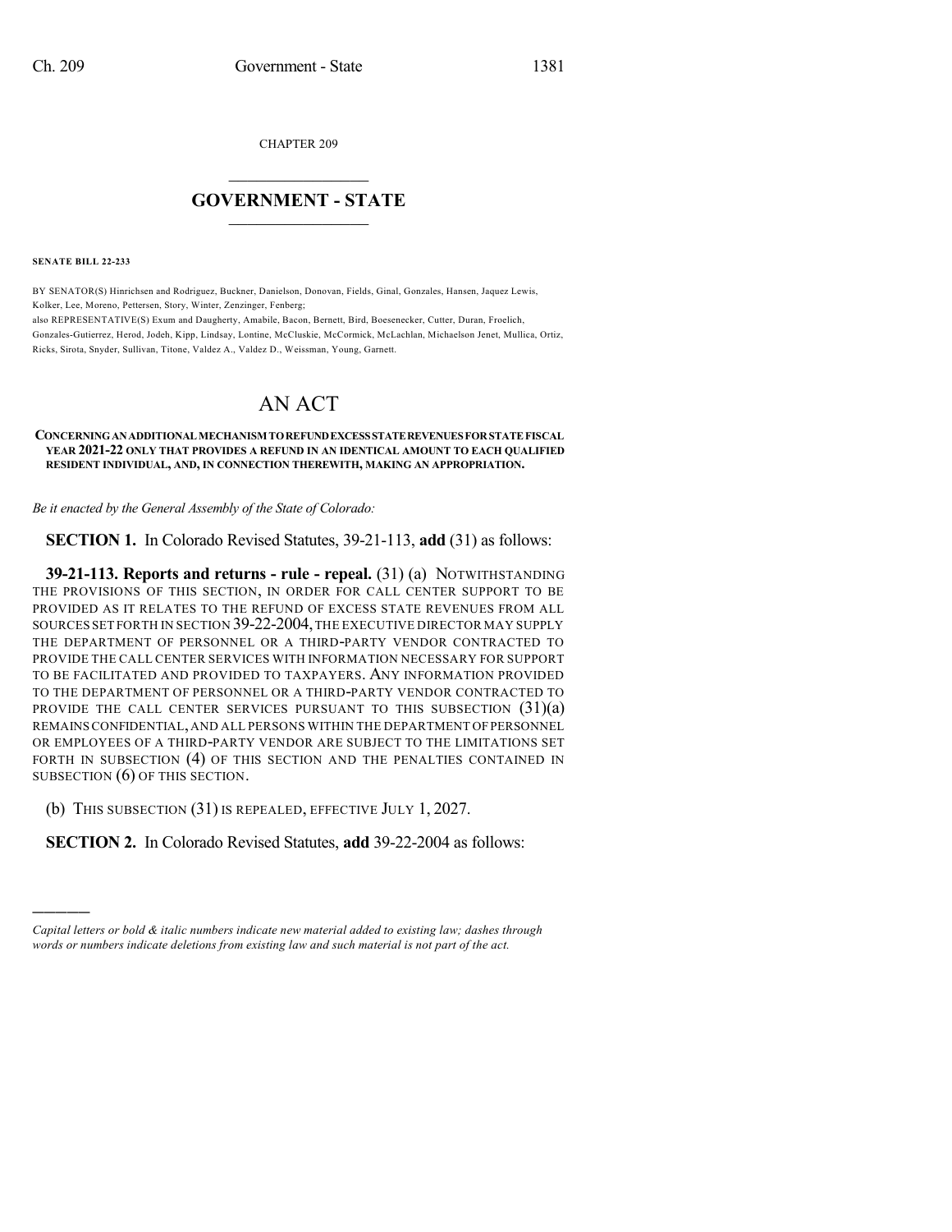CHAPTER 209

# GOVERNMENT - STATE

**SENATE BILL 22-233**

BY SENATOR(S) Hinrichsen and Rodriguez, Buckner, Danielson, Donovan, Fields, Ginal, Gonzales, Hansen, Jaquez Lewis, Kolker, Lee, Moreno, Pettersen, Story, Winter, Zenzinger, Fenberg;
also REPRESENTATIVE(S) Exum and Daugherty, Amabile, Bacon, Bernett, Bird, Boesenecker, Cutter, Duran, Froelich, Gonzales-Gutierrez, Herod, Jodeh, Kipp, Lindsay, Lontine, McCluskie, McCormick, McLachlan, Michaelson Jenet, Mullica, Ortiz, Ricks, Sirota, Snyder, Sullivan, Titone, Valdez A., Valdez D., Weissman, Young, Garnett.

# AN ACT

**CONCERNING AN ADDITIONAL MECHANISM TO REFUND EXCESS STATE REVENUES FOR STATE FISCAL YEAR 2021-22 ONLY THAT PROVIDES A REFUND IN AN IDENTICAL AMOUNT TO EACH QUALIFIED RESIDENT INDIVIDUAL, AND, IN CONNECTION THEREWITH, MAKING AN APPROPRIATION.**

*Be it enacted by the General Assembly of the State of Colorado:*

**SECTION 1.** In Colorado Revised Statutes, 39-21-113, **add** (31) as follows:

**39-21-113. Reports and returns - rule - repeal.** (31) (a) NOTWITHSTANDING THE PROVISIONS OF THIS SECTION, IN ORDER FOR CALL CENTER SUPPORT TO BE PROVIDED AS IT RELATES TO THE REFUND OF EXCESS STATE REVENUES FROM ALL SOURCES SET FORTH IN SECTION 39-22-2004, THE EXECUTIVE DIRECTOR MAY SUPPLY THE DEPARTMENT OF PERSONNEL OR A THIRD-PARTY VENDOR CONTRACTED TO PROVIDE THE CALL CENTER SERVICES WITH INFORMATION NECESSARY FOR SUPPORT TO BE FACILITATED AND PROVIDED TO TAXPAYERS. ANY INFORMATION PROVIDED TO THE DEPARTMENT OF PERSONNEL OR A THIRD-PARTY VENDOR CONTRACTED TO PROVIDE THE CALL CENTER SERVICES PURSUANT TO THIS SUBSECTION (31)(a) REMAINS CONFIDENTIAL, AND ALL PERSONS WITHIN THE DEPARTMENT OF PERSONNEL OR EMPLOYEES OF A THIRD-PARTY VENDOR ARE SUBJECT TO THE LIMITATIONS SET FORTH IN SUBSECTION (4) OF THIS SECTION AND THE PENALTIES CONTAINED IN SUBSECTION (6) OF THIS SECTION.

(b) THIS SUBSECTION (31) IS REPEALED, EFFECTIVE JULY 1, 2027.

**SECTION 2.** In Colorado Revised Statutes, **add** 39-22-2004 as follows:

---

*Capital letters or bold & italic numbers indicate new material added to existing law; dashes through words or numbers indicate deletions from existing law and such material is not part of the act.*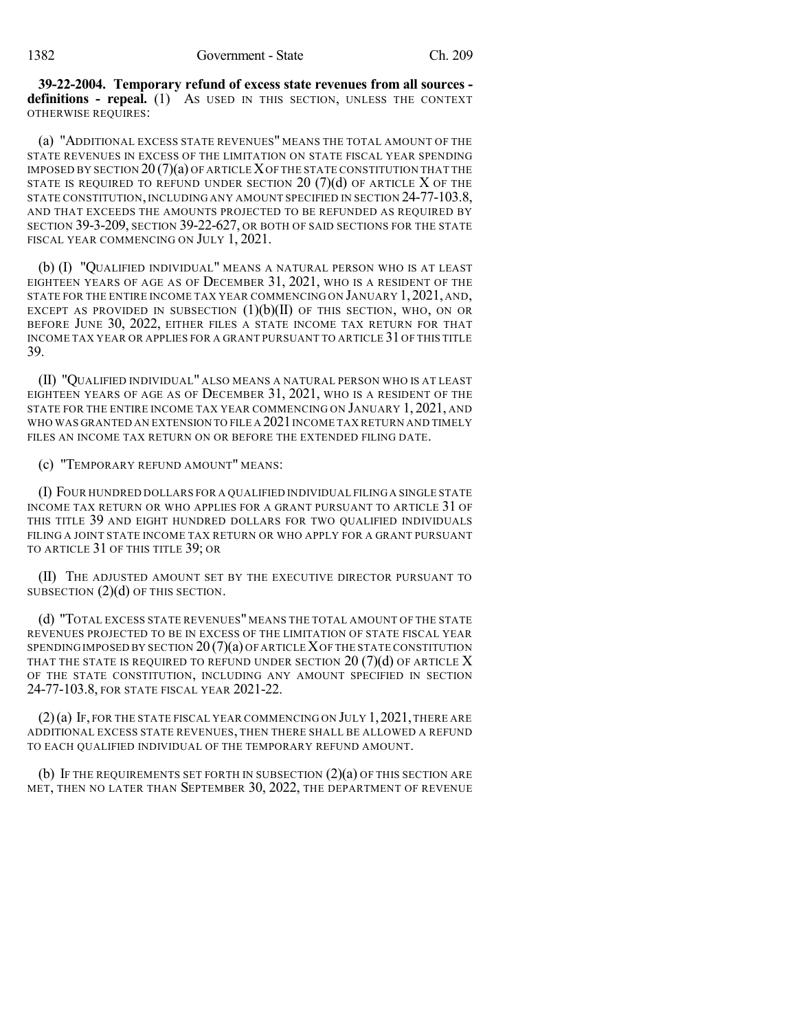**39-22-2004. Temporary refund of excess state revenues from all sources - definitions - repeal.** (1) AS USED IN THIS SECTION, UNLESS THE CONTEXT OTHERWISE REQUIRES:

(a) "ADDITIONAL EXCESS STATE REVENUES" MEANS THE TOTAL AMOUNT OF THE STATE REVENUES IN EXCESS OF THE LIMITATION ON STATE FISCAL YEAR SPENDING IMPOSED BY SECTION 20 (7)(a) OF ARTICLE X OF THE STATE CONSTITUTION THAT THE STATE IS REQUIRED TO REFUND UNDER SECTION 20 (7)(d) OF ARTICLE X OF THE STATE CONSTITUTION, INCLUDING ANY AMOUNT SPECIFIED IN SECTION 24-77-103.8, AND THAT EXCEEDS THE AMOUNTS PROJECTED TO BE REFUNDED AS REQUIRED BY SECTION 39-3-209, SECTION 39-22-627, OR BOTH OF SAID SECTIONS FOR THE STATE FISCAL YEAR COMMENCING ON JULY 1, 2021.

(b) (I) "QUALIFIED INDIVIDUAL" MEANS A NATURAL PERSON WHO IS AT LEAST EIGHTEEN YEARS OF AGE AS OF DECEMBER 31, 2021, WHO IS A RESIDENT OF THE STATE FOR THE ENTIRE INCOME TAX YEAR COMMENCING ON JANUARY 1, 2021, AND, EXCEPT AS PROVIDED IN SUBSECTION (1)(b)(II) OF THIS SECTION, WHO, ON OR BEFORE JUNE 30, 2022, EITHER FILES A STATE INCOME TAX RETURN FOR THAT INCOME TAX YEAR OR APPLIES FOR A GRANT PURSUANT TO ARTICLE 31 OF THIS TITLE 39.

(II) "QUALIFIED INDIVIDUAL" ALSO MEANS A NATURAL PERSON WHO IS AT LEAST EIGHTEEN YEARS OF AGE AS OF DECEMBER 31, 2021, WHO IS A RESIDENT OF THE STATE FOR THE ENTIRE INCOME TAX YEAR COMMENCING ON JANUARY 1, 2021, AND WHO WAS GRANTED AN EXTENSION TO FILE A 2021 INCOME TAX RETURN AND TIMELY FILES AN INCOME TAX RETURN ON OR BEFORE THE EXTENDED FILING DATE.

(c) "TEMPORARY REFUND AMOUNT" MEANS:

(I) FOUR HUNDRED DOLLARS FOR A QUALIFIED INDIVIDUAL FILING A SINGLE STATE INCOME TAX RETURN OR WHO APPLIES FOR A GRANT PURSUANT TO ARTICLE 31 OF THIS TITLE 39 AND EIGHT HUNDRED DOLLARS FOR TWO QUALIFIED INDIVIDUALS FILING A JOINT STATE INCOME TAX RETURN OR WHO APPLY FOR A GRANT PURSUANT TO ARTICLE 31 OF THIS TITLE 39; OR

(II) THE ADJUSTED AMOUNT SET BY THE EXECUTIVE DIRECTOR PURSUANT TO SUBSECTION (2)(d) OF THIS SECTION.

(d) "TOTAL EXCESS STATE REVENUES" MEANS THE TOTAL AMOUNT OF THE STATE REVENUES PROJECTED TO BE IN EXCESS OF THE LIMITATION OF STATE FISCAL YEAR SPENDING IMPOSED BY SECTION 20 (7)(a) OF ARTICLE X OF THE STATE CONSTITUTION THAT THE STATE IS REQUIRED TO REFUND UNDER SECTION 20 (7)(d) OF ARTICLE X OF THE STATE CONSTITUTION, INCLUDING ANY AMOUNT SPECIFIED IN SECTION 24-77-103.8, FOR STATE FISCAL YEAR 2021-22.

(2) (a) IF, FOR THE STATE FISCAL YEAR COMMENCING ON JULY 1, 2021, THERE ARE ADDITIONAL EXCESS STATE REVENUES, THEN THERE SHALL BE ALLOWED A REFUND TO EACH QUALIFIED INDIVIDUAL OF THE TEMPORARY REFUND AMOUNT.

(b) IF THE REQUIREMENTS SET FORTH IN SUBSECTION (2)(a) OF THIS SECTION ARE MET, THEN NO LATER THAN SEPTEMBER 30, 2022, THE DEPARTMENT OF REVENUE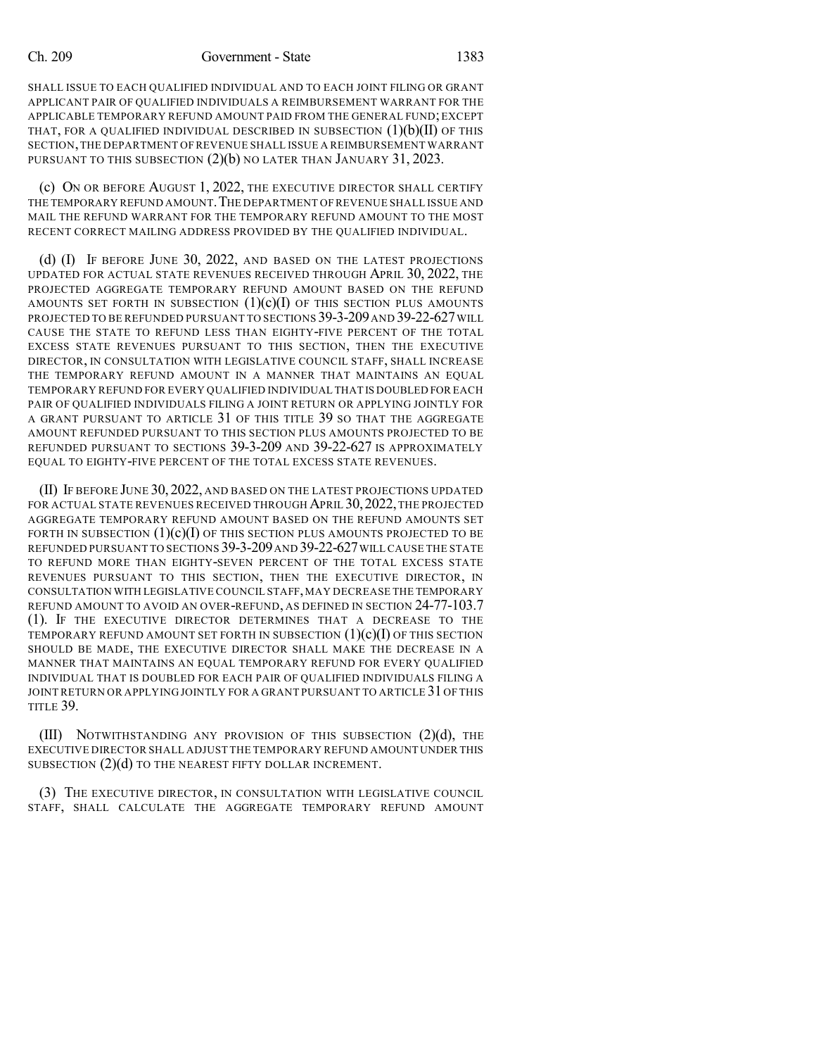SHALL ISSUE TO EACH QUALIFIED INDIVIDUAL AND TO EACH JOINT FILING OR GRANT APPLICANT PAIR OF QUALIFIED INDIVIDUALS A REIMBURSEMENT WARRANT FOR THE APPLICABLE TEMPORARY REFUND AMOUNT PAID FROM THE GENERAL FUND; EXCEPT THAT, FOR A QUALIFIED INDIVIDUAL DESCRIBED IN SUBSECTION (1)(b)(II) OF THIS SECTION, THE DEPARTMENT OF REVENUE SHALL ISSUE A REIMBURSEMENT WARRANT PURSUANT TO THIS SUBSECTION (2)(b) NO LATER THAN JANUARY 31, 2023.

(c) ON OR BEFORE AUGUST 1, 2022, THE EXECUTIVE DIRECTOR SHALL CERTIFY THE TEMPORARY REFUND AMOUNT. THE DEPARTMENT OF REVENUE SHALL ISSUE AND MAIL THE REFUND WARRANT FOR THE TEMPORARY REFUND AMOUNT TO THE MOST RECENT CORRECT MAILING ADDRESS PROVIDED BY THE QUALIFIED INDIVIDUAL.

(d) (I) IF BEFORE JUNE 30, 2022, AND BASED ON THE LATEST PROJECTIONS UPDATED FOR ACTUAL STATE REVENUES RECEIVED THROUGH APRIL 30, 2022, THE PROJECTED AGGREGATE TEMPORARY REFUND AMOUNT BASED ON THE REFUND AMOUNTS SET FORTH IN SUBSECTION (1)(c)(I) OF THIS SECTION PLUS AMOUNTS PROJECTED TO BE REFUNDED PURSUANT TO SECTIONS 39-3-209 AND 39-22-627 WILL CAUSE THE STATE TO REFUND LESS THAN EIGHTY-FIVE PERCENT OF THE TOTAL EXCESS STATE REVENUES PURSUANT TO THIS SECTION, THEN THE EXECUTIVE DIRECTOR, IN CONSULTATION WITH LEGISLATIVE COUNCIL STAFF, SHALL INCREASE THE TEMPORARY REFUND AMOUNT IN A MANNER THAT MAINTAINS AN EQUAL TEMPORARY REFUND FOR EVERY QUALIFIED INDIVIDUAL THAT IS DOUBLED FOR EACH PAIR OF QUALIFIED INDIVIDUALS FILING A JOINT RETURN OR APPLYING JOINTLY FOR A GRANT PURSUANT TO ARTICLE 31 OF THIS TITLE 39 SO THAT THE AGGREGATE AMOUNT REFUNDED PURSUANT TO THIS SECTION PLUS AMOUNTS PROJECTED TO BE REFUNDED PURSUANT TO SECTIONS 39-3-209 AND 39-22-627 IS APPROXIMATELY EQUAL TO EIGHTY-FIVE PERCENT OF THE TOTAL EXCESS STATE REVENUES.

(II) IF BEFORE JUNE 30, 2022, AND BASED ON THE LATEST PROJECTIONS UPDATED FOR ACTUAL STATE REVENUES RECEIVED THROUGH APRIL 30, 2022, THE PROJECTED AGGREGATE TEMPORARY REFUND AMOUNT BASED ON THE REFUND AMOUNTS SET FORTH IN SUBSECTION (1)(c)(I) OF THIS SECTION PLUS AMOUNTS PROJECTED TO BE REFUNDED PURSUANT TO SECTIONS 39-3-209 AND 39-22-627 WILL CAUSE THE STATE TO REFUND MORE THAN EIGHTY-SEVEN PERCENT OF THE TOTAL EXCESS STATE REVENUES PURSUANT TO THIS SECTION, THEN THE EXECUTIVE DIRECTOR, IN CONSULTATION WITH LEGISLATIVE COUNCIL STAFF, MAY DECREASE THE TEMPORARY REFUND AMOUNT TO AVOID AN OVER-REFUND, AS DEFINED IN SECTION 24-77-103.7 (1). IF THE EXECUTIVE DIRECTOR DETERMINES THAT A DECREASE TO THE TEMPORARY REFUND AMOUNT SET FORTH IN SUBSECTION (1)(c)(I) OF THIS SECTION SHOULD BE MADE, THE EXECUTIVE DIRECTOR SHALL MAKE THE DECREASE IN A MANNER THAT MAINTAINS AN EQUAL TEMPORARY REFUND FOR EVERY QUALIFIED INDIVIDUAL THAT IS DOUBLED FOR EACH PAIR OF QUALIFIED INDIVIDUALS FILING A JOINT RETURN OR APPLYING JOINTLY FOR A GRANT PURSUANT TO ARTICLE 31 OF THIS TITLE 39.

(III) NOTWITHSTANDING ANY PROVISION OF THIS SUBSECTION (2)(d), THE EXECUTIVE DIRECTOR SHALL ADJUST THE TEMPORARY REFUND AMOUNT UNDER THIS SUBSECTION (2)(d) TO THE NEAREST FIFTY DOLLAR INCREMENT.

(3) THE EXECUTIVE DIRECTOR, IN CONSULTATION WITH LEGISLATIVE COUNCIL STAFF, SHALL CALCULATE THE AGGREGATE TEMPORARY REFUND AMOUNT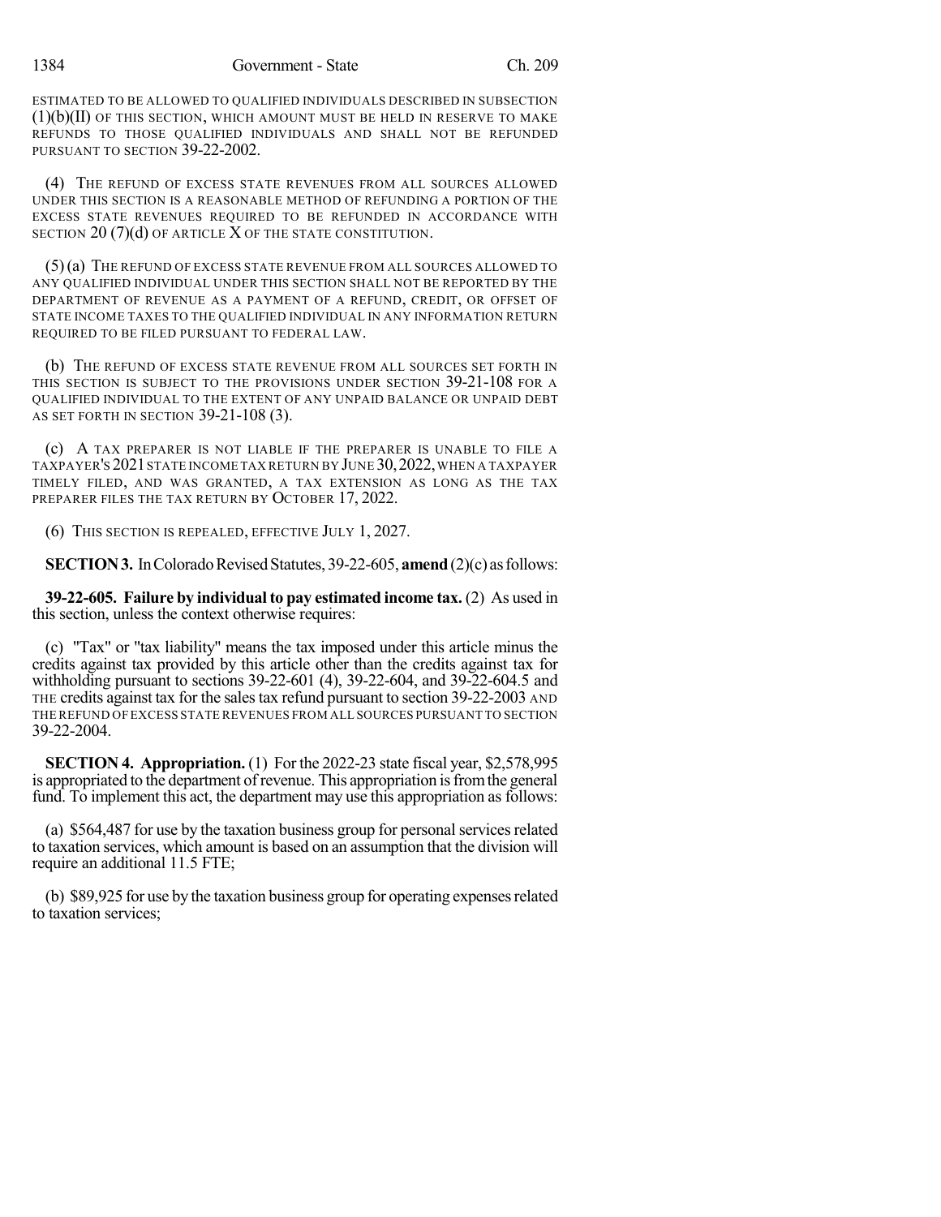ESTIMATED TO BE ALLOWED TO QUALIFIED INDIVIDUALS DESCRIBED IN SUBSECTION (1)(b)(II) OF THIS SECTION, WHICH AMOUNT MUST BE HELD IN RESERVE TO MAKE REFUNDS TO THOSE QUALIFIED INDIVIDUALS AND SHALL NOT BE REFUNDED PURSUANT TO SECTION 39-22-2002.

(4) THE REFUND OF EXCESS STATE REVENUES FROM ALL SOURCES ALLOWED UNDER THIS SECTION IS A REASONABLE METHOD OF REFUNDING A PORTION OF THE EXCESS STATE REVENUES REQUIRED TO BE REFUNDED IN ACCORDANCE WITH SECTION 20 (7)(d) OF ARTICLE X OF THE STATE CONSTITUTION.

(5) (a) THE REFUND OF EXCESS STATE REVENUE FROM ALL SOURCES ALLOWED TO ANY QUALIFIED INDIVIDUAL UNDER THIS SECTION SHALL NOT BE REPORTED BY THE DEPARTMENT OF REVENUE AS A PAYMENT OF A REFUND, CREDIT, OR OFFSET OF STATE INCOME TAXES TO THE QUALIFIED INDIVIDUAL IN ANY INFORMATION RETURN REQUIRED TO BE FILED PURSUANT TO FEDERAL LAW.

(b) THE REFUND OF EXCESS STATE REVENUE FROM ALL SOURCES SET FORTH IN THIS SECTION IS SUBJECT TO THE PROVISIONS UNDER SECTION 39-21-108 FOR A QUALIFIED INDIVIDUAL TO THE EXTENT OF ANY UNPAID BALANCE OR UNPAID DEBT AS SET FORTH IN SECTION 39-21-108 (3).

(c) A TAX PREPARER IS NOT LIABLE IF THE PREPARER IS UNABLE TO FILE A TAXPAYER'S 2021 STATE INCOME TAX RETURN BY JUNE 30, 2022, WHEN A TAXPAYER TIMELY FILED, AND WAS GRANTED, A TAX EXTENSION AS LONG AS THE TAX PREPARER FILES THE TAX RETURN BY OCTOBER 17, 2022.

(6) THIS SECTION IS REPEALED, EFFECTIVE JULY 1, 2027.

**SECTION 3.** In Colorado Revised Statutes, 39-22-605, **amend** (2)(c) as follows:

**39-22-605. Failure by individual to pay estimated income tax.** (2) As used in this section, unless the context otherwise requires:

(c) "Tax" or "tax liability" means the tax imposed under this article minus the credits against tax provided by this article other than the credits against tax for withholding pursuant to sections 39-22-601 (4), 39-22-604, and 39-22-604.5 and THE credits against tax for the sales tax refund pursuant to section 39-22-2003 AND THE REFUND OF EXCESS STATE REVENUES FROM ALL SOURCES PURSUANT TO SECTION 39-22-2004.

**SECTION 4. Appropriation.** (1) For the 2022-23 state fiscal year, $2,578,995 is appropriated to the department of revenue. This appropriation is from the general fund. To implement this act, the department may use this appropriation as follows:

(a) $564,487 for use by the taxation business group for personal services related to taxation services, which amount is based on an assumption that the division will require an additional 11.5 FTE;

(b) $89,925 for use by the taxation business group for operating expenses related to taxation services;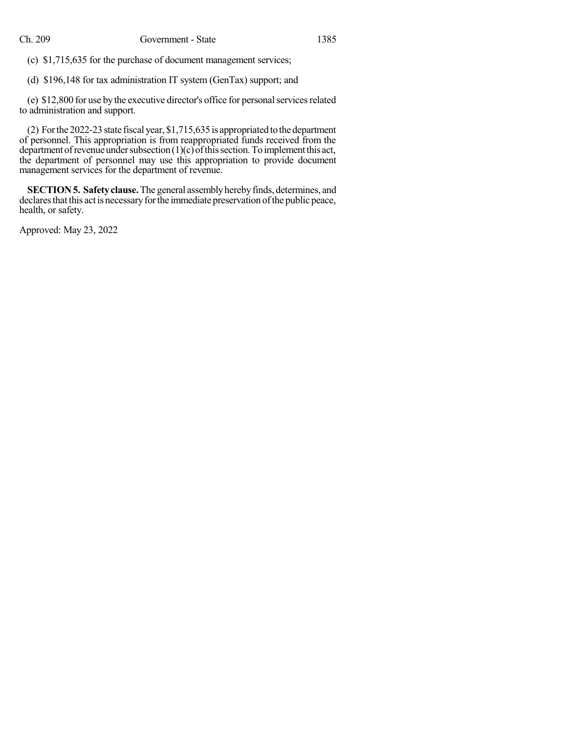(c) $1,715,635 for the purchase of document management services;

(d) $196,148 for tax administration IT system (GenTax) support; and

(e) $12,800 for use by the executive director's office for personal services related to administration and support.

(2) For the 2022-23 state fiscal year, $1,715,635 is appropriated to the department of personnel. This appropriation is from reappropriated funds received from the department of revenue under subsection (1)(c) of this section. To implement this act, the department of personnel may use this appropriation to provide document management services for the department of revenue.

**SECTION 5. Safety clause.** The general assembly hereby finds, determines, and declares that this act is necessary for the immediate preservation of the public peace, health, or safety.

Approved: May 23, 2022